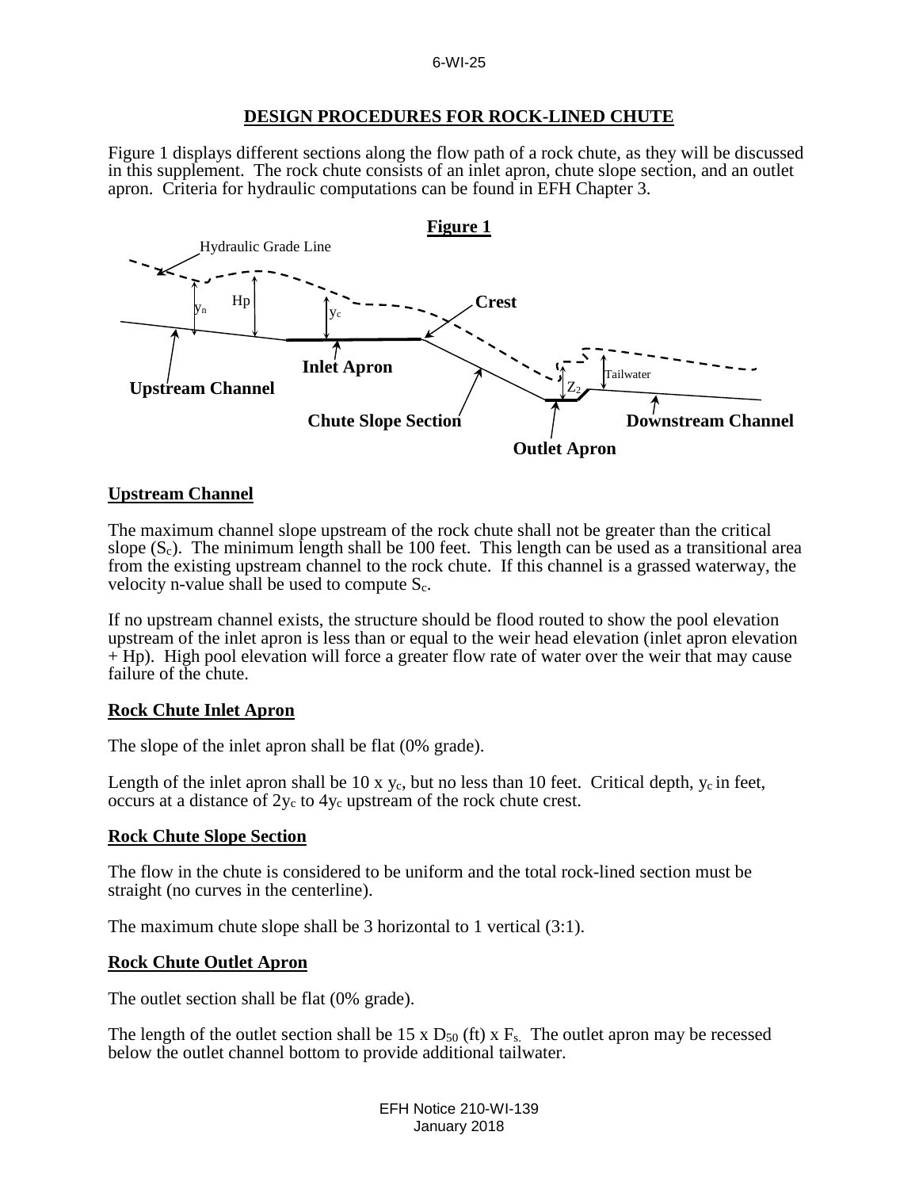# DESIGN PROCEDURES FOR ROCK-LINED CHUTE

Figure 1 displays different sections along the flow path of a rock chute, as they will be discussed in this supplement. The rock chute consists of an inlet apron, chute slope section, and an outlet apron. Criteria for hydraulic computations can be found in EFH Chapter 3.

**Figure 1**

Hydraulic Grade Line

$y_n$

Hp

$y_c$

Crest

Inlet Apron

Upstream Channel

Tailwater

$Z_2$

Chute Slope Section

Downstream Channel

Outlet Apron

## Upstream Channel

The maximum channel slope upstream of the rock chute shall not be greater than the critical slope ($S_c$). The minimum length shall be 100 feet. This length can be used as a transitional area from the existing upstream channel to the rock chute. If this channel is a grassed waterway, the velocity n-value shall be used to compute $S_c$.

If no upstream channel exists, the structure should be flood routed to show the pool elevation upstream of the inlet apron is less than or equal to the weir head elevation (inlet apron elevation + Hp). High pool elevation will force a greater flow rate of water over the weir that may cause failure of the chute.

## Rock Chute Inlet Apron

The slope of the inlet apron shall be flat (0% grade).

Length of the inlet apron shall be 10 x $y_c$, but no less than 10 feet. Critical depth, $y_c$ in feet, occurs at a distance of $2y_c$ to $4y_c$ upstream of the rock chute crest.

## Rock Chute Slope Section

The flow in the chute is considered to be uniform and the total rock-lined section must be straight (no curves in the centerline).

The maximum chute slope shall be 3 horizontal to 1 vertical (3:1).

## Rock Chute Outlet Apron

The outlet section shall be flat (0% grade).

The length of the outlet section shall be 15 x $D_{50}$ (ft) x $F_s$. The outlet apron may be recessed below the outlet channel bottom to provide additional tailwater.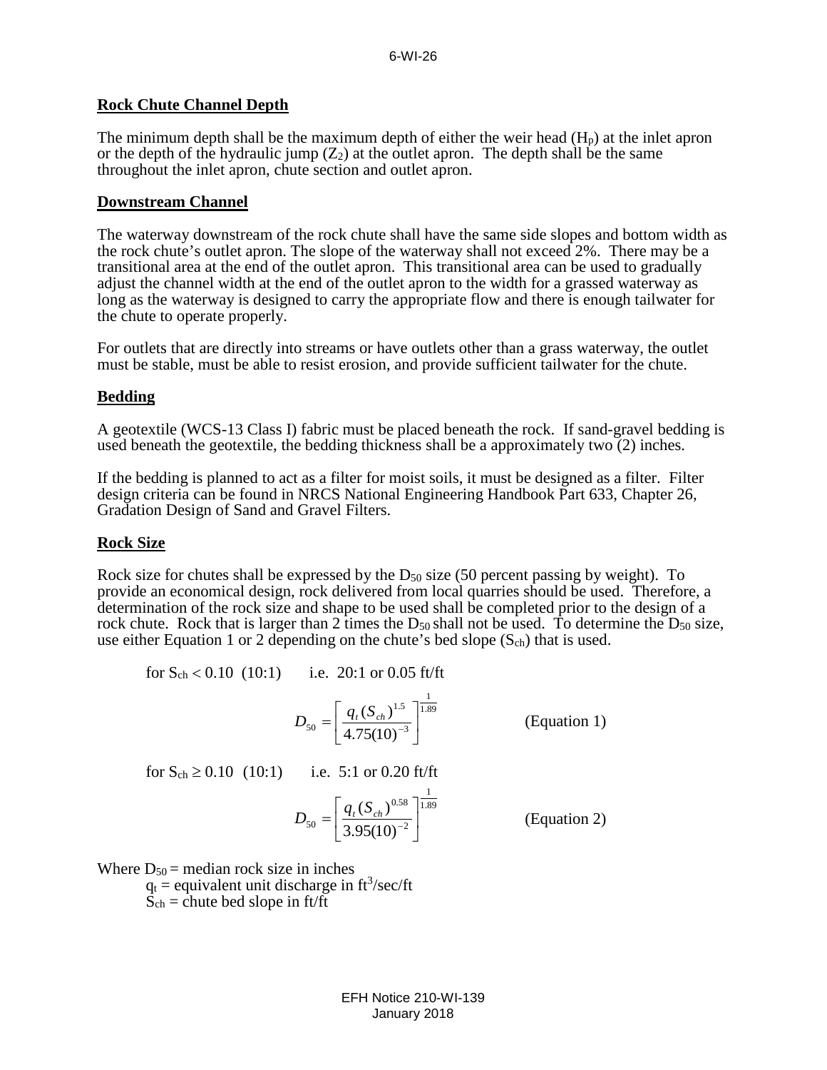**Rock Chute Channel Depth**

The minimum depth shall be the maximum depth of either the weir head ($H_p$) at the inlet apron or the depth of the hydraulic jump ($Z_2$) at the outlet apron. The depth shall be the same throughout the inlet apron, chute section and outlet apron.

**Downstream Channel**

The waterway downstream of the rock chute shall have the same side slopes and bottom width as the rock chute's outlet apron. The slope of the waterway shall not exceed 2%. There may be a transitional area at the end of the outlet apron. This transitional area can be used to gradually adjust the channel width at the end of the outlet apron to the width for a grassed waterway as long as the waterway is designed to carry the appropriate flow and there is enough tailwater for the chute to operate properly.

For outlets that are directly into streams or have outlets other than a grass waterway, the outlet must be stable, must be able to resist erosion, and provide sufficient tailwater for the chute.

**Bedding**

A geotextile (WCS-13 Class I) fabric must be placed beneath the rock. If sand-gravel bedding is used beneath the geotextile, the bedding thickness shall be a approximately two (2) inches.

If the bedding is planned to act as a filter for moist soils, it must be designed as a filter. Filter design criteria can be found in NRCS National Engineering Handbook Part 633, Chapter 26, Gradation Design of Sand and Gravel Filters.

**Rock Size**

Rock size for chutes shall be expressed by the $D_{50}$ size (50 percent passing by weight). To provide an economical design, rock delivered from local quarries should be used. Therefore, a determination of the rock size and shape to be used shall be completed prior to the design of a rock chute. Rock that is larger than 2 times the $D_{50}$ shall not be used. To determine the $D_{50}$ size, use either Equation 1 or 2 depending on the chute's bed slope ($S_{ch}$) that is used.

for $S_{ch} < 0.10$ (10:1) i.e. 20:1 or 0.05 ft/ft

$$D_{50} = \left[ \frac{q_t (S_{ch})^{1.5}}{4.75(10)^{-3}} \right]^{\frac{1}{1.89}} \qquad \text{(Equation 1)}$$

for $S_{ch} \geq 0.10$ (10:1) i.e. 5:1 or 0.20 ft/ft

$$D_{50} = \left[ \frac{q_t (S_{ch})^{0.58}}{3.95(10)^{-2}} \right]^{\frac{1}{1.89}} \qquad \text{(Equation 2)}$$

Where $D_{50}$ = median rock size in inches

$q_t$ = equivalent unit discharge in ft$^3$/sec/ft

$S_{ch}$ = chute bed slope in ft/ft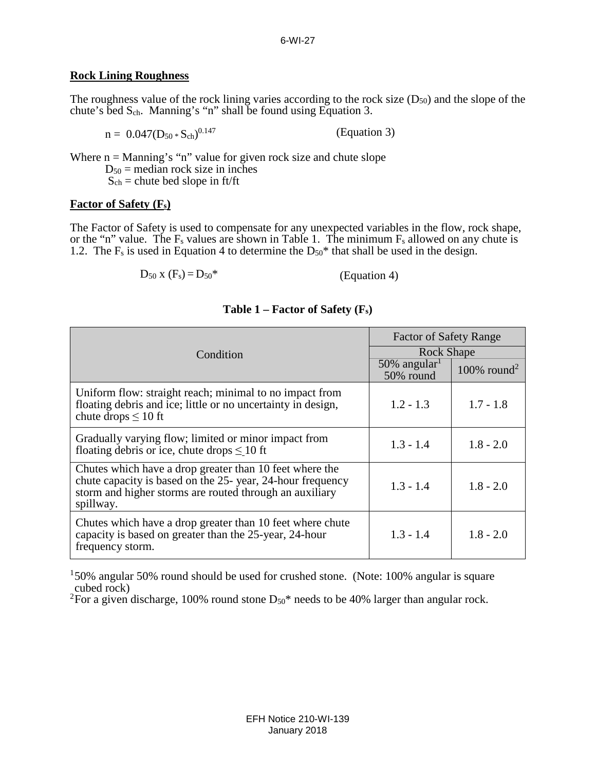## Rock Lining Roughness

The roughness value of the rock lining varies according to the rock size ($D_{50}$) and the slope of the chute's bed $S_{ch}$. Manning's "n" shall be found using Equation 3.

$$n = 0.047(D_{50} * S_{ch})^{0.147} \quad \text{(Equation 3)}$$

Where n = Manning's "n" value for given rock size and chute slope
$D_{50}$ = median rock size in inches
$S_{ch}$ = chute bed slope in ft/ft

## Factor of Safety ($F_s$)

The Factor of Safety is used to compensate for any unexpected variables in the flow, rock shape, or the "n" value. The $F_s$ values are shown in Table 1. The minimum $F_s$ allowed on any chute is 1.2. The $F_s$ is used in Equation 4 to determine the $D_{50}$* that shall be used in the design.

$$D_{50} \text{ x } (F_s) = D_{50}^* \quad \text{(Equation 4)}$$

**Table 1 – Factor of Safety ($F_s$)**

| Condition | Factor of Safety Range | |
|---|---|---|
| | Rock Shape | |
| | 50% angular[1] 50% round | 100% round[2] |
| Uniform flow: straight reach; minimal to no impact from floating debris and ice; little or no uncertainty in design, chute drops ≤ 10 ft | 1.2 - 1.3 | 1.7 - 1.8 |
| Gradually varying flow; limited or minor impact from floating debris or ice, chute drops ≤ 10 ft | 1.3 - 1.4 | 1.8 - 2.0 |
| Chutes which have a drop greater than 10 feet where the chute capacity is based on the 25- year, 24-hour frequency storm and higher storms are routed through an auxiliary spillway. | 1.3 - 1.4 | 1.8 - 2.0 |
| Chutes which have a drop greater than 10 feet where chute capacity is based on greater than the 25-year, 24-hour frequency storm. | 1.3 - 1.4 | 1.8 - 2.0 |

[1]50% angular 50% round should be used for crushed stone. (Note: 100% angular is square cubed rock)
[2]For a given discharge, 100% round stone $D_{50}$* needs to be 40% larger than angular rock.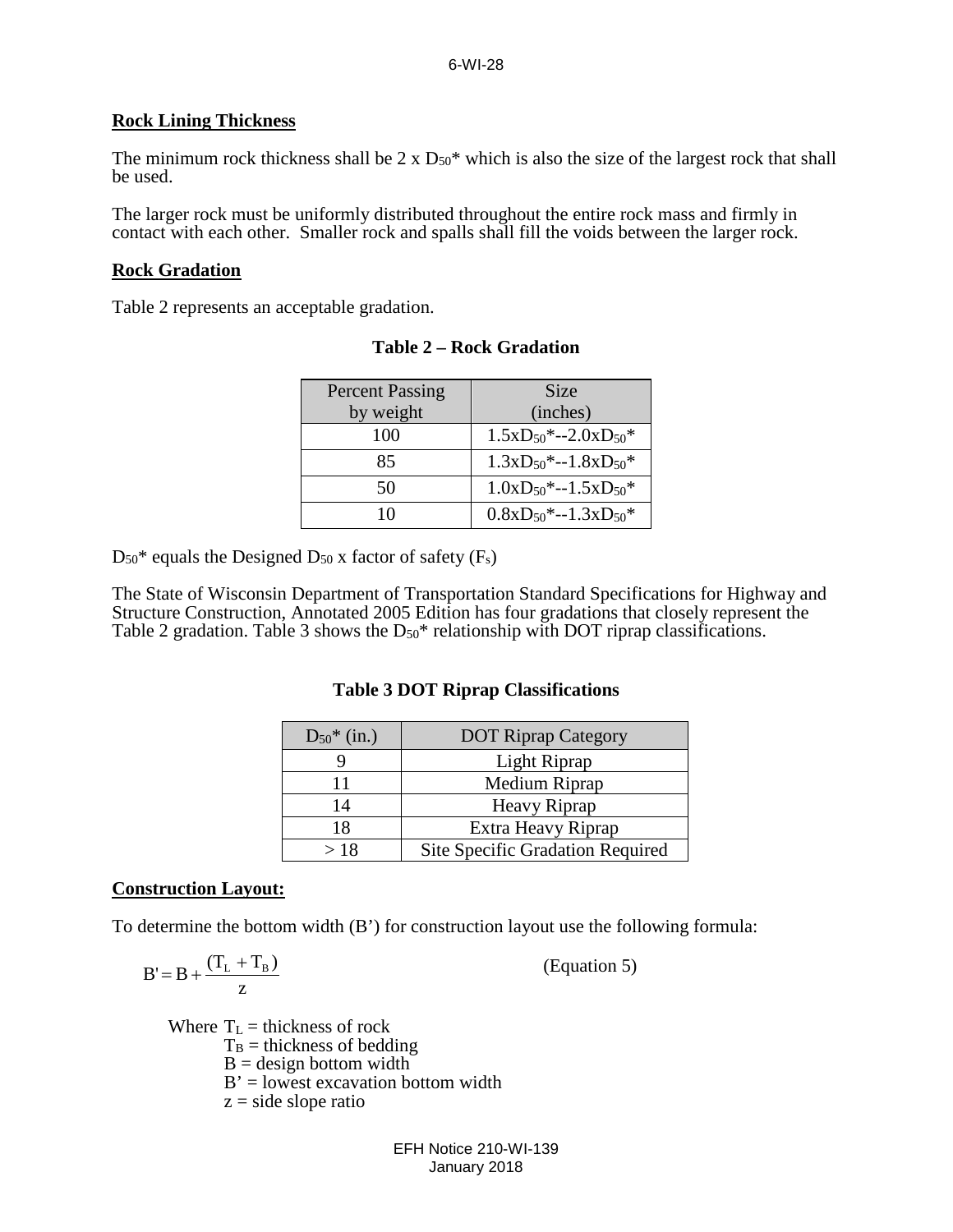## Rock Lining Thickness

The minimum rock thickness shall be 2 x $D_{50}$* which is also the size of the largest rock that shall be used.

The larger rock must be uniformly distributed throughout the entire rock mass and firmly in contact with each other. Smaller rock and spalls shall fill the voids between the larger rock.

## Rock Gradation

Table 2 represents an acceptable gradation.

**Table 2 – Rock Gradation**

| Percent Passing by weight | Size (inches) |
|---|---|
| 100 | $1.5xD_{50}$*--$2.0xD_{50}$* |
| 85 | $1.3xD_{50}$*--$1.8xD_{50}$* |
| 50 | $1.0xD_{50}$*--$1.5xD_{50}$* |
| 10 | $0.8xD_{50}$*--$1.3xD_{50}$* |

$D_{50}$* equals the Designed $D_{50}$ x factor of safety ($F_s$)

The State of Wisconsin Department of Transportation Standard Specifications for Highway and Structure Construction, Annotated 2005 Edition has four gradations that closely represent the Table 2 gradation. Table 3 shows the $D_{50}$* relationship with DOT riprap classifications.

**Table 3 DOT Riprap Classifications**

| $D_{50}$* (in.) | DOT Riprap Category |
|---|---|
| 9 | Light Riprap |
| 11 | Medium Riprap |
| 14 | Heavy Riprap |
| 18 | Extra Heavy Riprap |
| > 18 | Site Specific Gradation Required |

## Construction Layout:

To determine the bottom width (B') for construction layout use the following formula:

$$B' = B + \frac{(T_L + T_B)}{z} \qquad \text{(Equation 5)}$$

Where $T_L$ = thickness of rock
$T_B$ = thickness of bedding
B = design bottom width
B' = lowest excavation bottom width
z = side slope ratio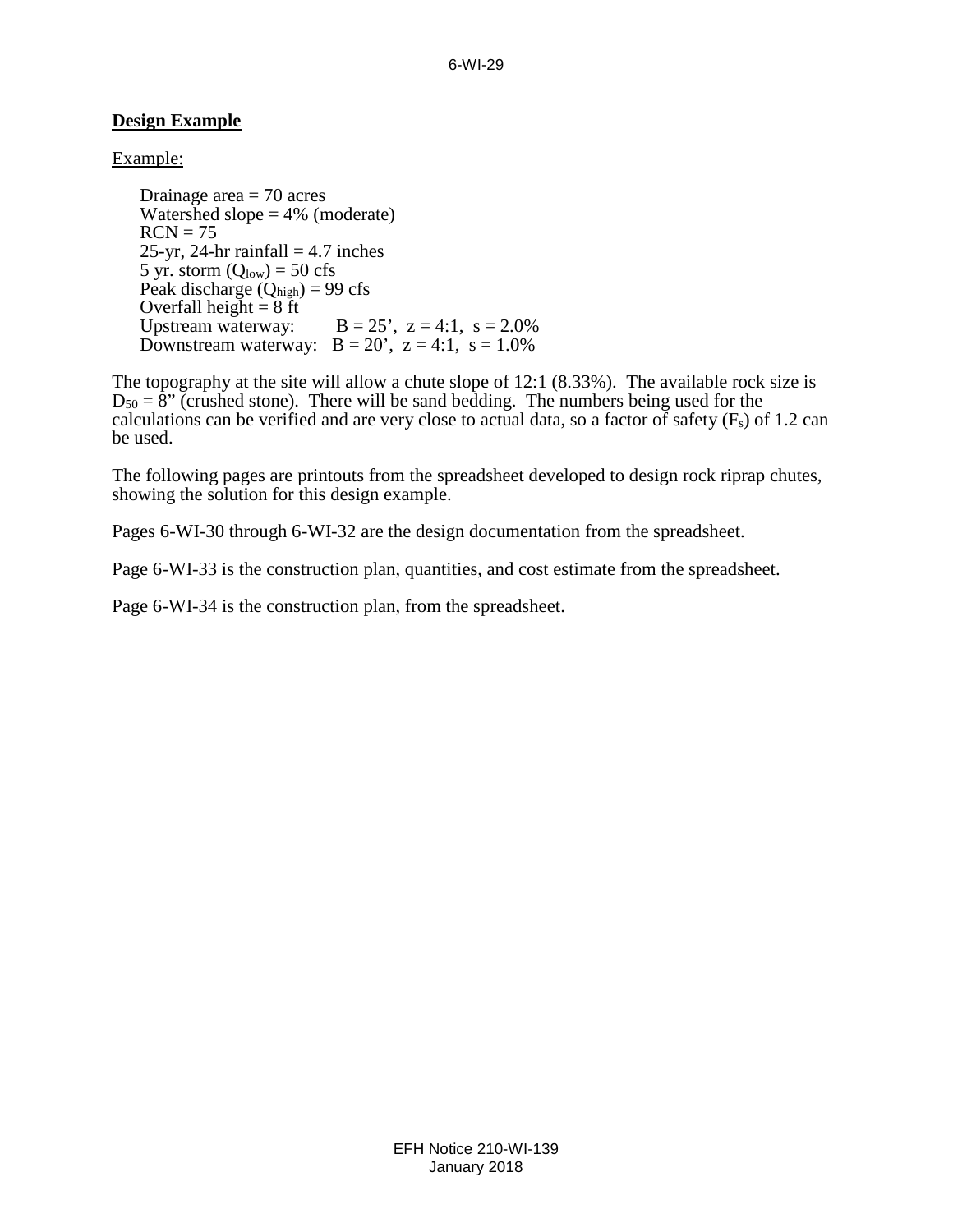**Design Example**

Example:

Drainage area = 70 acres
Watershed slope = 4% (moderate)
RCN = 75
25-yr, 24-hr rainfall = 4.7 inches
5 yr. storm ($Q_{low}$) = 50 cfs
Peak discharge ($Q_{high}$) = 99 cfs
Overfall height = 8 ft
Upstream waterway: B = 25', z = 4:1, s = 2.0%
Downstream waterway: B = 20', z = 4:1, s = 1.0%

The topography at the site will allow a chute slope of 12:1 (8.33%). The available rock size is $D_{50}$ = 8" (crushed stone). There will be sand bedding. The numbers being used for the calculations can be verified and are very close to actual data, so a factor of safety ($F_s$) of 1.2 can be used.

The following pages are printouts from the spreadsheet developed to design rock riprap chutes, showing the solution for this design example.

Pages 6-WI-30 through 6-WI-32 are the design documentation from the spreadsheet.

Page 6-WI-33 is the construction plan, quantities, and cost estimate from the spreadsheet.

Page 6-WI-34 is the construction plan, from the spreadsheet.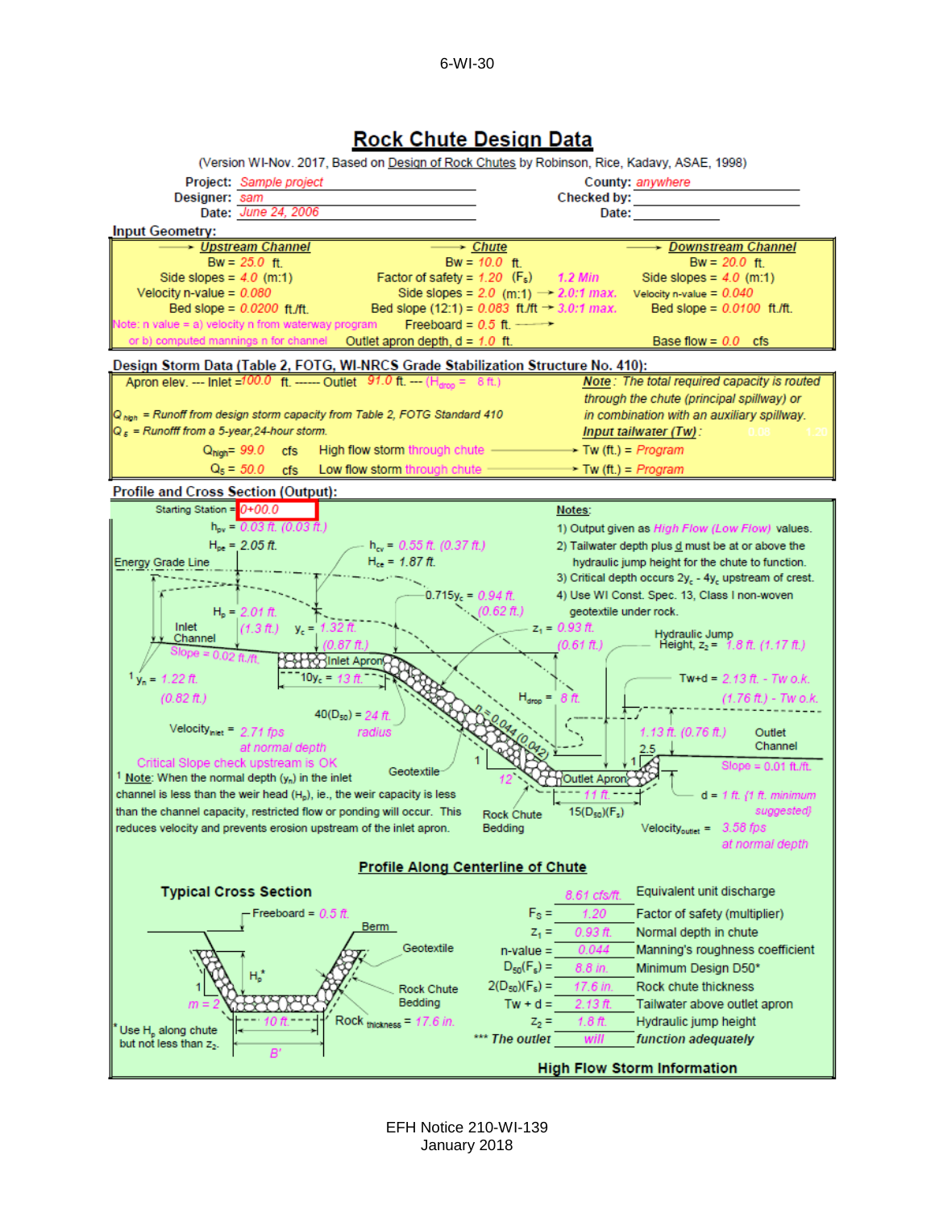# Rock Chute Design Data

(Version WI-Nov. 2017, Based on Design of Rock Chutes by Robinson, Rice, Kadavy, ASAE, 1998)

Project: *Sample project* — County: *anywhere*
Designer: *sam* — Checked by:
Date: *June 24, 2006* — Date:

## Input Geometry:

**Upstream Channel**
Bw = *25.0* ft.
Side slopes = *4.0* (m:1)
Velocity n-value = *0.080*
Bed slope = *0.0200* ft./ft.

Note: n value = a) velocity n from waterway program or b) computed mannings n for channel

**Chute**
Bw = *10.0* ft.
Factor of safety = *1.20* ($F_s$) — *1.2 Min*
Side slopes = *2.0* (m:1) → *2.0:1 max.*
Bed slope (12:1) = *0.083* ft./ft → *3.0:1 max.*
Freeboard = *0.5* ft.
Outlet apron depth, d = *1.0* ft.

**Downstream Channel**
Bw = *20.0* ft.
Side slopes = *4.0* (m:1)
Velocity n-value = *0.040*
Bed slope = *0.0100* ft./ft.
Base flow = *0.0* cfs

## Design Storm Data (Table 2, FOTG, WI-NRCS Grade Stabilization Structure No. 410):

Apron elev. --- Inlet = *100.0* ft. ------ Outlet *91.0* ft. --- ($H_{drop}$ = *8 ft.*)

$Q_{high}$ = *Runoff from design storm capacity from Table 2, FOTG Standard 410*
$Q_5$ = *Runofff from a 5-year, 24-hour storm.*

$Q_{high}$ = *99.0* cfs — High flow storm through chute → Tw (ft.) = *Program*
$Q_5$ = *50.0* cfs — Low flow storm through chute → Tw (ft.) = *Program*

***Note**: The total required capacity is routed through the chute (principal spillway) or in combination with an auxiliary spillway.*
***Input tailwater (Tw)**:*

## Profile and Cross Section (Output):

Starting Station = *0+00.0*

$h_{pv}$ = *0.03 ft. (0.03 ft.)*
$H_{pe}$ = *2.05 ft.*
$h_{cv}$ = *0.55 ft. (0.37 ft.)*
$H_{ce}$ = *1.87 ft.*
Energy Grade Line
$H_p$ = *2.01 ft.* *(1.3 ft.)*
$y_c$ = *1.32 ft.* *(0.87 ft.)*
0.715$y_c$ = *0.94 ft.* *(0.62 ft.)*
$z_1$ = *0.93 ft.* *(0.61 ft.)*
Inlet Channel
Slope = *0.02 ft./ft.*
[1] $y_n$ = *1.22 ft.* *(0.82 ft.)*
Inlet Apron
10$y_c$ = *13 ft.*
40($D_{50}$) = *24 ft.* *radius*
$H_{drop}$ = *8 ft.*
n = *0.044 (0.042)*
Velocity$_{inlet}$ = *2.71 fps at normal depth*
*Critical Slope check upstream is OK*
Geotextile
*12*
Outlet Apron
*11 ft.*
15($D_{50}$)($F_s$)
Rock Chute Bedding
Hydraulic Jump Height, $z_2$ = *1.8 ft. (1.17 ft.)*
Tw+d = *2.13 ft. - Tw o.k.* *(1.76 ft.) - Tw o.k.*
*1.13 ft. (0.76 ft.)*
2.5
Outlet Channel
Slope = *0.01 ft./ft.*
d = *1 ft. {1 ft. minimum suggested}*
Velocity$_{outlet}$ = *3.58 fps at normal depth*

[1] Note: When the normal depth ($y_n$) in the inlet channel is less than the weir head ($H_p$), ie., the weir capacity is less than the channel capacity, restricted flow or ponding will occur. This reduces velocity and prevents erosion upstream of the inlet apron.

**Notes:**

1. Output given as *High Flow (Low Flow)* values.
2. Tailwater depth plus d must be at or above the hydraulic jump height for the chute to function.
3. Critical depth occurs 2$y_c$ - 4$y_c$ upstream of crest.
4. Use WI Const. Spec. 13, Class I non-woven geotextile under rock.

### Profile Along Centerline of Chute

### Typical Cross Section

Freeboard = *0.5 ft.*
Berm
Geotextile
$H_p$*
*m = 2*
*10 ft.*
Rock Chute Bedding
Rock$_{thickness}$ = *17.6 in.*
*B'*

\* Use $H_p$ along chute but not less than $z_2$.

| | | |
|---|---|---|
| | *8.61 cfs/ft.* | Equivalent unit discharge |
| $F_S$ = | *1.20* | Factor of safety (multiplier) |
| $z_1$ = | *0.93 ft.* | Normal depth in chute |
| n-value = | *0.044* | Manning's roughness coefficient |
| $D_{50}(F_s)$ = | *8.8 in.* | Minimum Design D50* |
| $2(D_{50})(F_s)$ = | *17.6 in.* | Rock chute thickness |
| Tw + d = | *2.13 ft.* | Tailwater above outlet apron |
| $z_2$ = | *1.8 ft.* | Hydraulic jump height |
| *\*\*\* The outlet* | *will* | *function adequately* |

**High Flow Storm Information**

EFH Notice 210-WI-139
January 2018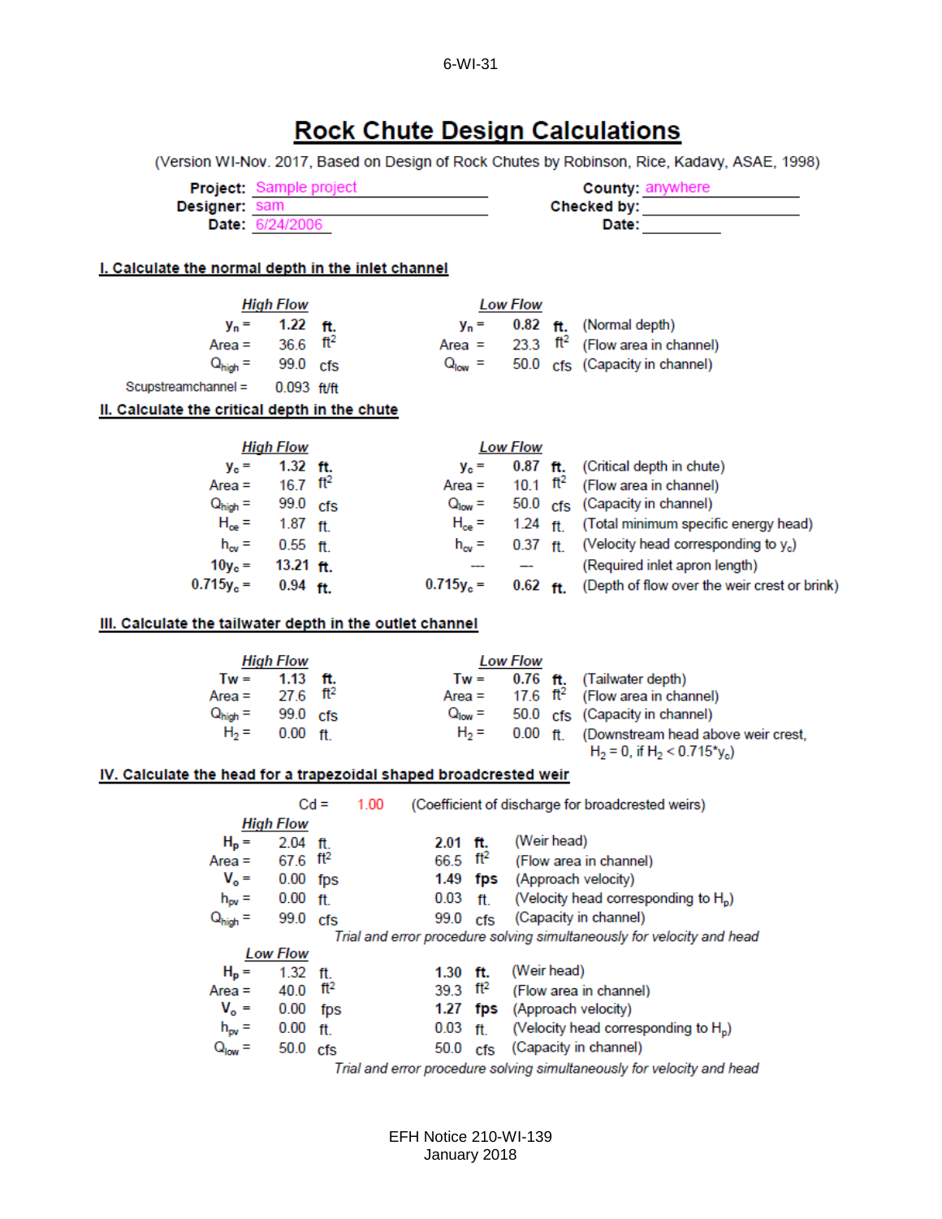# Rock Chute Design Calculations

(Version WI-Nov. 2017, Based on Design of Rock Chutes by Robinson, Rice, Kadavy, ASAE, 1998)

**Project:** Sample project  
**Designer:** sam  
**Date:** 6/24/2006  
**County:** anywhere  
**Checked by:**  
**Date:**

## I. Calculate the normal depth in the inlet channel

| | *High Flow* | | | *Low Flow* | | |
|---|---|---|---|---|---|---|
| $y_n$ = | **1.22** | **ft.** | $y_n$ = | **0.82** | **ft.** | (Normal depth) |
| Area = | 36.6 | $ft^2$ | Area = | 23.3 | $ft^2$ | (Flow area in channel) |
| $Q_{high}$ = | 99.0 | cfs | $Q_{low}$ = | 50.0 | cfs | (Capacity in channel) |
| Scupstreamchannel = | 0.093 | ft/ft | | | | |

## II. Calculate the critical depth in the chute

| | *High Flow* | | | *Low Flow* | | |
|---|---|---|---|---|---|---|
| $y_c$ = | **1.32** | **ft.** | $y_c$ = | **0.87** | **ft.** | (Critical depth in chute) |
| Area = | 16.7 | $ft^2$ | Area = | 10.1 | $ft^2$ | (Flow area in channel) |
| $Q_{high}$ = | 99.0 | cfs | $Q_{low}$ = | 50.0 | cfs | (Capacity in channel) |
| $H_{ce}$ = | 1.87 | ft. | $H_{ce}$ = | 1.24 | ft. | (Total minimum specific energy head) |
| $h_{cv}$ = | 0.55 | ft. | $h_{cv}$ = | 0.37 | ft. | (Velocity head corresponding to $y_c$) |
| **$10y_c$ =** | **13.21** | **ft.** | --- | --- | | (Required inlet apron length) |
| **$0.715y_c$ =** | **0.94** | **ft.** | **$0.715y_c$ =** | **0.62** | **ft.** | (Depth of flow over the weir crest or brink) |

## III. Calculate the tailwater depth in the outlet channel

| | *High Flow* | | | *Low Flow* | | |
|---|---|---|---|---|---|---|
| Tw = | **1.13** | **ft.** | Tw = | **0.76** | **ft.** | (Tailwater depth) |
| Area = | 27.6 | $ft^2$ | Area = | 17.6 | $ft^2$ | (Flow area in channel) |
| $Q_{high}$ = | 99.0 | cfs | $Q_{low}$ = | 50.0 | cfs | (Capacity in channel) |
| $H_2$ = | 0.00 | ft. | $H_2$ = | 0.00 | ft. | (Downstream head above weir crest, $H_2 = 0$, if $H_2 < 0.715 \cdot y_c$) |

## IV. Calculate the head for a trapezoidal shaped broadcrested weir

Cd = 1.00 (Coefficient of discharge for broadcrested weirs)

*High Flow*

| | | | | | |
|---|---|---|---|---|---|
| **$H_p$ =** | 2.04 | ft. | **2.01** | **ft.** | (Weir head) |
| Area = | 67.6 | $ft^2$ | 66.5 | $ft^2$ | (Flow area in channel) |
| **$V_o$ =** | 0.00 | fps | **1.49** | **fps** | (Approach velocity) |
| $h_{pv}$ = | 0.00 | ft. | 0.03 | ft. | (Velocity head corresponding to $H_p$) |
| $Q_{high}$ = | 99.0 | cfs | 99.0 | cfs | (Capacity in channel) |

*Trial and error procedure solving simultaneously for velocity and head*

*Low Flow*

| | | | | | |
|---|---|---|---|---|---|
| **$H_p$ =** | 1.32 | ft. | **1.30** | **ft.** | (Weir head) |
| Area = | 40.0 | $ft^2$ | 39.3 | $ft^2$ | (Flow area in channel) |
| **$V_o$ =** | 0.00 | fps | **1.27** | **fps** | (Approach velocity) |
| $h_{pv}$ = | 0.00 | ft. | 0.03 | ft. | (Velocity head corresponding to $H_p$) |
| $Q_{low}$ = | 50.0 | cfs | 50.0 | cfs | (Capacity in channel) |

*Trial and error procedure solving simultaneously for velocity and head*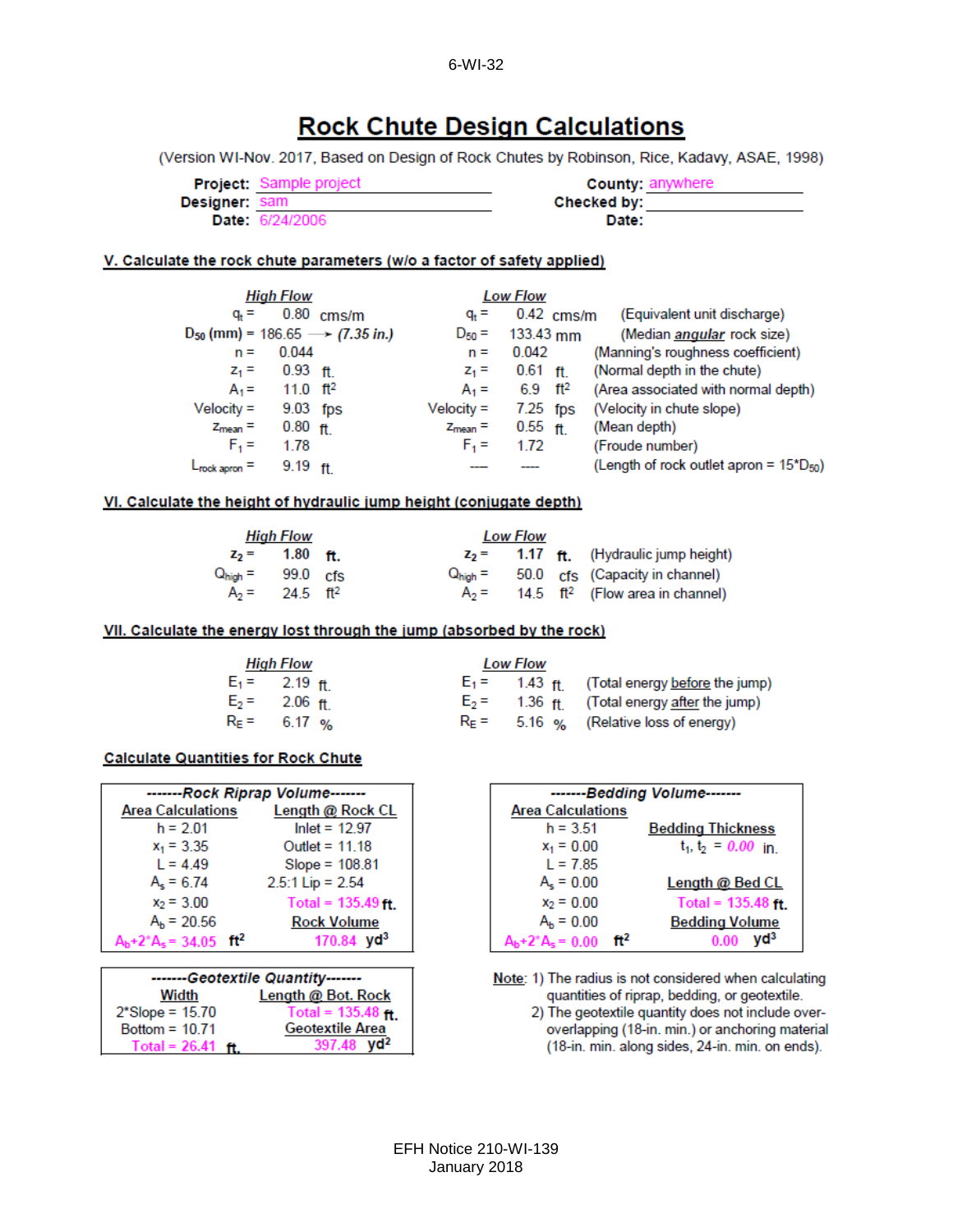# Rock Chute Design Calculations

(Version WI-Nov. 2017, Based on Design of Rock Chutes by Robinson, Rice, Kadavy, ASAE, 1998)

**Project:** Sample project  **County:** anywhere
**Designer:** sam  **Checked by:**
**Date:** 6/24/2006  **Date:**

## V. Calculate the rock chute parameters (w/o a factor of safety applied)

| | High Flow | | Low Flow | | |
|---|---|---|---|---|---|
| $q_t$ = | 0.80 cms/m | $q_t$ = | 0.42 cms/m | | (Equivalent unit discharge) |
| $D_{50}$ (mm) = | 186.65 → *(7.35 in.)* | $D_{50}$ = | 133.43 mm | | (Median *angular* rock size) |
| n = | 0.044 | n = | 0.042 | | (Manning's roughness coefficient) |
| $z_1$ = | 0.93 ft. | $z_1$ = | 0.61 ft. | | (Normal depth in the chute) |
| $A_1$ = | 11.0 ft² | $A_1$ = | 6.9 ft² | | (Area associated with normal depth) |
| Velocity = | 9.03 fps | Velocity = | 7.25 fps | | (Velocity in chute slope) |
| $z_{mean}$ = | 0.80 ft. | $z_{mean}$ = | 0.55 ft. | | (Mean depth) |
| $F_1$ = | 1.78 | $F_1$ = | 1.72 | | (Froude number) |
| $L_{rock\ apron}$ = | 9.19 ft. | ---- | ---- | | (Length of rock outlet apron = 15*$D_{50}$) |

## VI. Calculate the height of hydraulic jump height (conjugate depth)

| | High Flow | | Low Flow | |
|---|---|---|---|---|
| $z_2$ = | **1.80 ft.** | $z_2$ = | **1.17 ft.** | (Hydraulic jump height) |
| $Q_{high}$ = | 99.0 cfs | $Q_{high}$ = | 50.0 cfs | (Capacity in channel) |
| $A_2$ = | 24.5 ft² | $A_2$ = | 14.5 ft² | (Flow area in channel) |

## VII. Calculate the energy lost through the jump (absorbed by the rock)

| | High Flow | | Low Flow | |
|---|---|---|---|---|
| $E_1$ = | 2.19 ft. | $E_1$ = | 1.43 ft. | (Total energy before the jump) |
| $E_2$ = | 2.06 ft. | $E_2$ = | 1.36 ft. | (Total energy after the jump) |
| $R_E$ = | 6.17 % | $R_E$ = | 5.16 % | (Relative loss of energy) |

## Calculate Quantities for Rock Chute

**-------Rock Riprap Volume-------**

| Area Calculations | Length @ Rock CL |
|---|---|
| h = 2.01 | Inlet = 12.97 |
| $x_1$ = 3.35 | Outlet = 11.18 |
| L = 4.49 | Slope = 108.81 |
| $A_s$ = 6.74 | 2.5:1 Lip = 2.54 |
| $x_2$ = 3.00 | Total = 135.49 ft. |
| $A_b$ = 20.56 | Rock Volume |
| $A_b$+2*$A_s$ = 34.05 ft² | 170.84 yd³ |

**-------Bedding Volume-------**

| Area Calculations | |
|---|---|
| h = 3.51 | Bedding Thickness |
| $x_1$ = 0.00 | $t_1$, $t_2$ = *0.00* in. |
| L = 7.85 | |
| $A_s$ = 0.00 | Length @ Bed CL |
| $x_2$ = 0.00 | Total = 135.48 ft. |
| $A_b$ = 0.00 | Bedding Volume |
| $A_b$+2*$A_s$ = 0.00 ft² | 0.00 yd³ |

**-------Geotextile Quantity-------**

| Width | Length @ Bot. Rock |
|---|---|
| 2*Slope = 15.70 | Total = 135.48 ft. |
| Bottom = 10.71 | Geotextile Area |
| Total = 26.41 ft. | 397.48 yd² |

Note: 1) The radius is not considered when calculating quantities of riprap, bedding, or geotextile.
2) The geotextile quantity does not include over-overlapping (18-in. min.) or anchoring material (18-in. min. along sides, 24-in. min. on ends).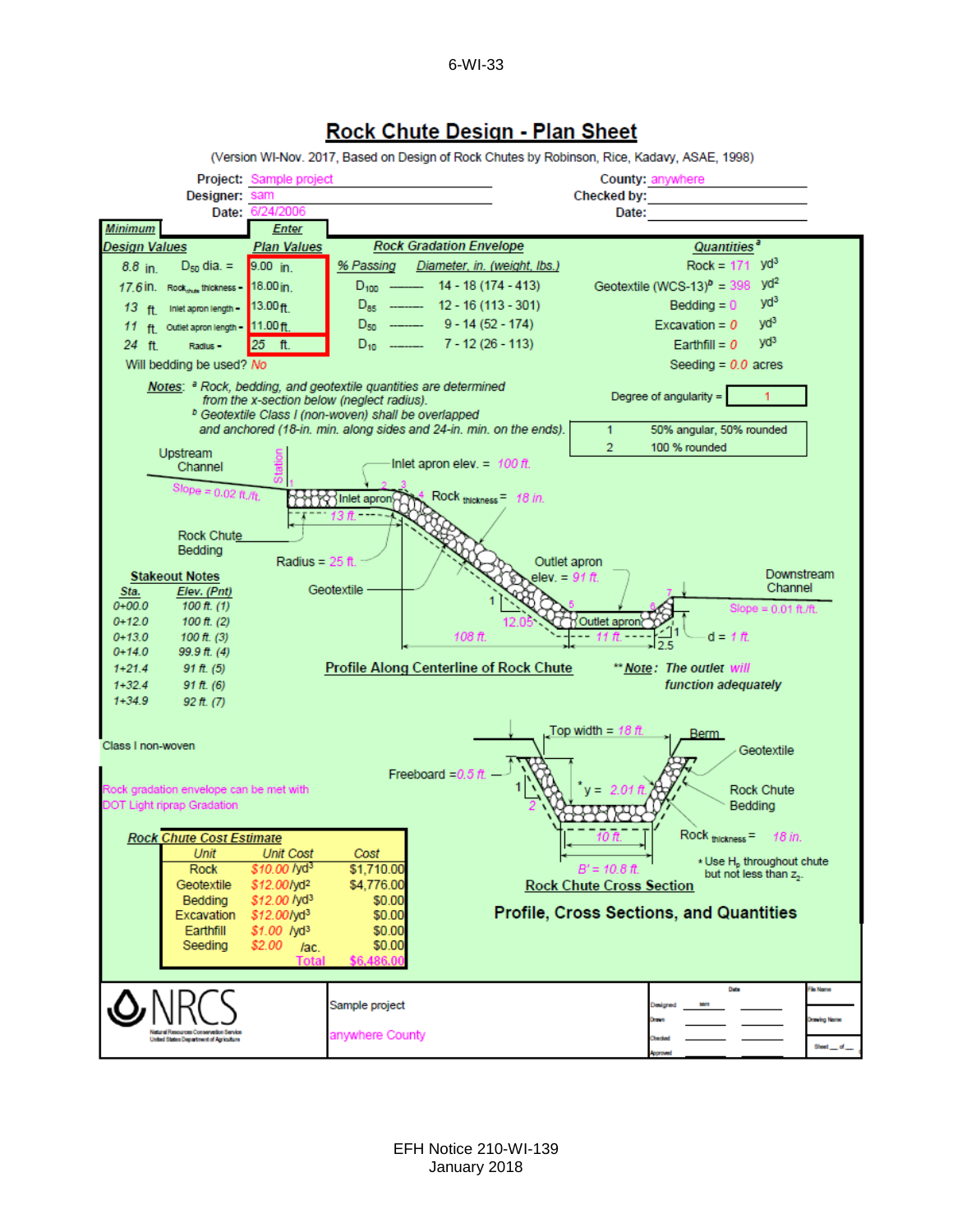# Rock Chute Design - Plan Sheet

(Version WI-Nov. 2017, Based on Design of Rock Chutes by Robinson, Rice, Kadavy, ASAE, 1998)

Project: Sample project
Designer: sam
Date: 6/24/2006

County: anywhere
Checked by:
Date:

| Minimum Design Values | | Enter Plan Values |
|---|---|---|
| 8.8 in. | $D_{50}$ dia. = | 9.00 in. |
| 17.6 in. | $\text{Rock}_{chute}$ thickness = | 18.00 in. |
| 13 ft. | Inlet apron length = | 13.00 ft. |
| 11 ft. | Outlet apron length = | 11.00 ft. |
| 24 ft. | Radius = | 25 ft. |

Will bedding be used? No

**Rock Gradation Envelope**

| % Passing | | Diameter, in. (weight, lbs.) |
|---|---|---|
| $D_{100}$ | -------- | 14 - 18 (174 - 413) |
| $D_{85}$ | -------- | 12 - 16 (113 - 301) |
| $D_{50}$ | -------- | 9 - 14 (52 - 174) |
| $D_{10}$ | -------- | 7 - 12 (26 - 113) |

**Quantities** [a]

Rock = 171 $yd^3$
Geotextile (WCS-13)[b] = 398 $yd^2$
Bedding = 0 $yd^3$
Excavation = 0 $yd^3$
Earthfill = 0 $yd^3$
Seeding = 0.0 acres

*Notes:* [a] Rock, bedding, and geotextile quantities are determined from the x-section below (neglect radius).
[b] Geotextile Class I (non-woven) shall be overlapped and anchored (18-in. min. along sides and 24-in. min. on the ends).

Degree of angularity = 1

| | |
|---|---|
| 1 | 50% angular, 50% rounded |
| 2 | 100 % rounded |

Upstream Channel
Slope = 0.02 ft./ft.
Station
Inlet apron elev. = 100 ft.
Inlet apron
Rock thickness = 18 in.
13 ft.
Rock Chute Bedding
Radius = 25 ft.
Geotextile
Outlet apron elev. = 91 ft.
1
12.05
Outlet apron
108 ft.
11 ft.
2.5
d = 1 ft.
Downstream Channel
Slope = 0.01 ft./ft.

**Stakeout Notes**

| Sta. | Elev. (Pnt) |
|---|---|
| 0+00.0 | 100 ft. (1) |
| 0+12.0 | 100 ft. (2) |
| 0+13.0 | 100 ft. (3) |
| 0+14.0 | 99.9 ft. (4) |
| 1+21.4 | 91 ft. (5) |
| 1+32.4 | 91 ft. (6) |
| 1+34.9 | 92 ft. (7) |

**Profile Along Centerline of Rock Chute**

** *Note: The outlet will function adequately*

Class I non-woven

Rock gradation envelope can be met with DOT Light riprap Gradation

Top width = 18 ft.
Berm
Geotextile
Freeboard = 0.5 ft.
*y = 2.01 ft.
1
2
Rock Chute Bedding
10 ft.
Rock thickness = 18 in.
B' = 10.8 ft.
* Use $H_p$ throughout chute but not less than $z_2$.

**Rock Chute Cross Section**

**Profile, Cross Sections, and Quantities**

**Rock Chute Cost Estimate**

| Unit | Unit Cost | Cost |
|---|---|---|
| Rock | $10.00 /yd³ | $1,710.00 |
| Geotextile | $12.00 /yd² | $4,776.00 |
| Bedding | $12.00 /yd³ | $0.00 |
| Excavation | $12.00 /yd³ | $0.00 |
| Earthfill | $1.00 /yd³ | $0.00 |
| Seeding | $2.00 /ac. | $0.00 |
| | Total | $6,486.00 |

NRCS
Natural Resources Conservation Service
United States Department of Agriculture

Sample project
anywhere County

Designed sam
Drawn
Checked
Approved
Date
File Name
Drawing Name
Sheet \_\_ of \_\_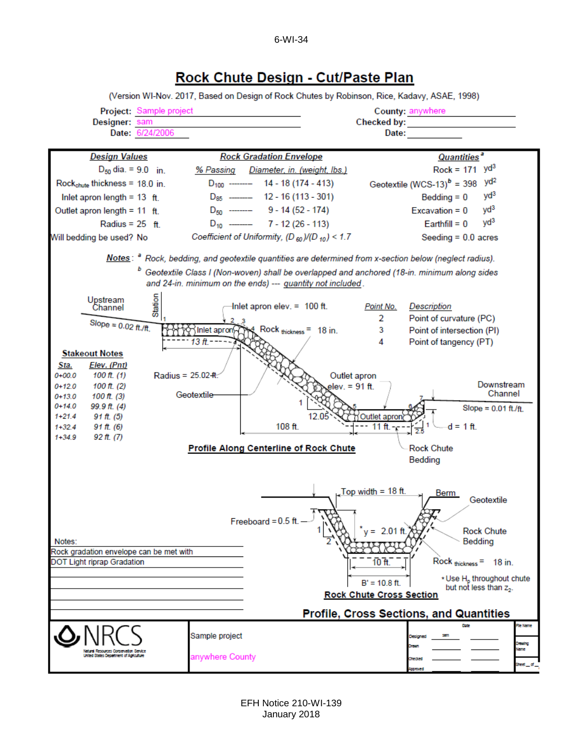6-WI-34

# Rock Chute Design - Cut/Paste Plan

(Version WI-Nov. 2017, Based on Design of Rock Chutes by Robinson, Rice, Kadavy, ASAE, 1998)

Project: Sample project County: anywhere
Designer: sam Checked by:
Date: 6/24/2006 Date:

| *Design Values* | *Rock Gradation Envelope* | | *Quantities*[a] |
|---|---|---|---|
| $D_{50}$ dia. = 9.0 in. | *% Passing* | *Diameter, in. (weight, lbs.)* | Rock = 171 $yd^3$ |
| $Rock_{chute}$ thickness = 18.0 in. | $D_{100}$ | 14 - 18 (174 - 413) | Geotextile (WCS-13)[b] = 398 $yd^2$ |
| Inlet apron length = 13 ft. | $D_{85}$ | 12 - 16 (113 - 301) | Bedding = 0 $yd^3$ |
| Outlet apron length = 11 ft. | $D_{50}$ | 9 - 14 (52 - 174) | Excavation = 0 $yd^3$ |
| Radius = 25 ft. | $D_{10}$ | 7 - 12 (26 - 113) | Earthfill = 0 $yd^3$ |
| Will bedding be used? No | *Coefficient of Uniformity, $(D_{60})/(D_{10}) < 1.7$* | | Seeding = 0.0 acres |

***Notes***: [a] *Rock, bedding, and geotextile quantities are determined from x-section below (neglect radius).*
[b] *Geotextile Class I (Non-woven) shall be overlapped and anchored (18-in. minimum along sides and 24-in. minimum on the ends) --- quantity not included.*

Upstream Channel
Station
Slope = 0.02 ft./ft.
Inlet apron elev. = 100 ft.
Inlet apron
13 ft.
Rock $_{thickness}$ = 18 in.
Radius = 25.02 ft.
Geotextile
1
12.05
108 ft.
Outlet apron elev. = 91 ft.
Outlet apron
11 ft.
Downstream Channel
Slope = 0.01 ft./ft.
1
2.5
d = 1 ft.
Rock Chute Bedding

| Point No. | Description |
|---|---|
| 2 | Point of curvature (PC) |
| 3 | Point of intersection (PI) |
| 4 | Point of tangency (PT) |

**Stakeout Notes**

| *Sta.* | *Elev. (Pnt)* |
|---|---|
| 0+00.0 | 100 ft. (1) |
| 0+12.0 | 100 ft. (2) |
| 0+13.0 | 100 ft. (3) |
| 0+14.0 | 99.9 ft. (4) |
| 1+21.4 | 91 ft. (5) |
| 1+32.4 | 91 ft. (6) |
| 1+34.9 | 92 ft. (7) |

**Profile Along Centerline of Rock Chute**

Top width = 18 ft.
Berm
Geotextile
Freeboard = 0.5 ft.
1
2
*y = 2.01 ft.
Rock Chute Bedding
10 ft.
B' = 10.8 ft.
Rock $_{thickness}$ = 18 in.
*Use $H_p$ throughout chute but not less than $z_2$.

**Rock Chute Cross Section**

Notes:
Rock gradation envelope can be met with DOT Light riprap Gradation

**Profile, Cross Sections, and Quantities**

NRCS — Natural Resources Conservation Service, United States Department of Agriculture

Sample project
anywhere County

Designed: sam
Drawn
Checked
Approved
Date
File Name
Drawing Name
Sheet _ of _

EFH Notice 210-WI-139
January 2018